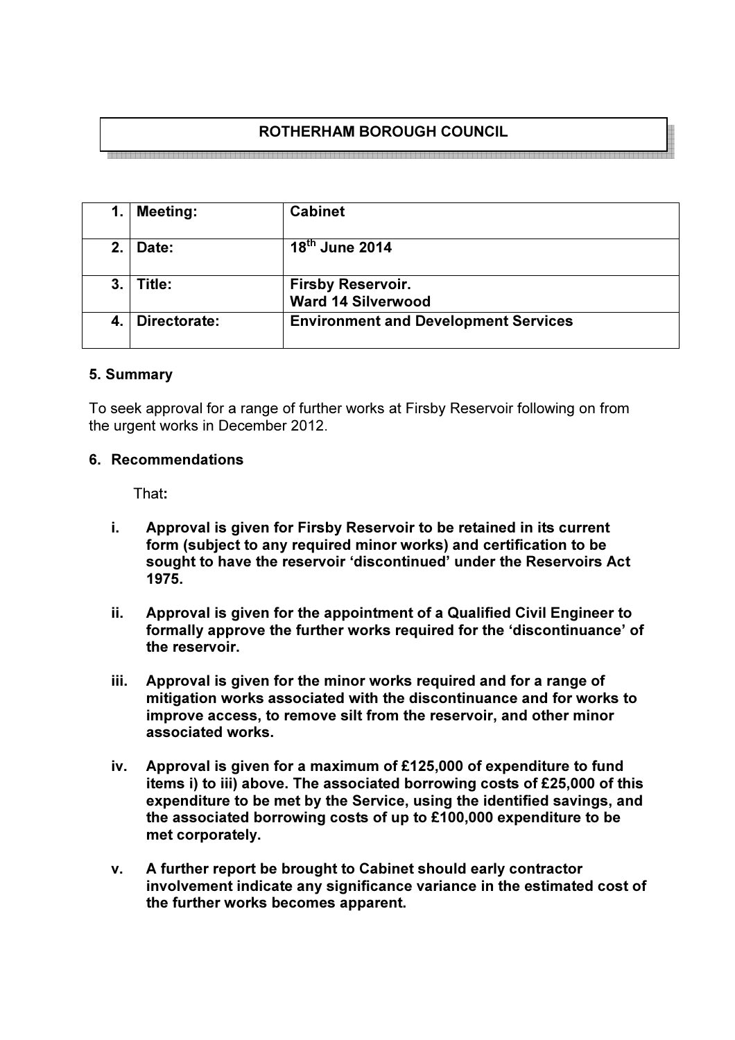# ROTHERHAM BOROUGH COUNCIL

| 1. | Meeting: | Cabinet |
|---|---|---|
| 2. | Date: | 18th June 2014 |
| 3. | Title: | Firsby Reservoir.<br>Ward 14 Silverwood |
| 4. | Directorate: | Environment and Development Services |

## 5. Summary

To seek approval for a range of further works at Firsby Reservoir following on from the urgent works in December 2012.

## 6. Recommendations

That:

i. **Approval is given for Firsby Reservoir to be retained in its current form (subject to any required minor works) and certification to be sought to have the reservoir 'discontinued' under the Reservoirs Act 1975.**

ii. **Approval is given for the appointment of a Qualified Civil Engineer to formally approve the further works required for the 'discontinuance' of the reservoir.**

iii. **Approval is given for the minor works required and for a range of mitigation works associated with the discontinuance and for works to improve access, to remove silt from the reservoir, and other minor associated works.**

iv. **Approval is given for a maximum of £125,000 of expenditure to fund items i) to iii) above. The associated borrowing costs of £25,000 of this expenditure to be met by the Service, using the identified savings, and the associated borrowing costs of up to £100,000 expenditure to be met corporately.**

v. **A further report be brought to Cabinet should early contractor involvement indicate any significance variance in the estimated cost of the further works becomes apparent.**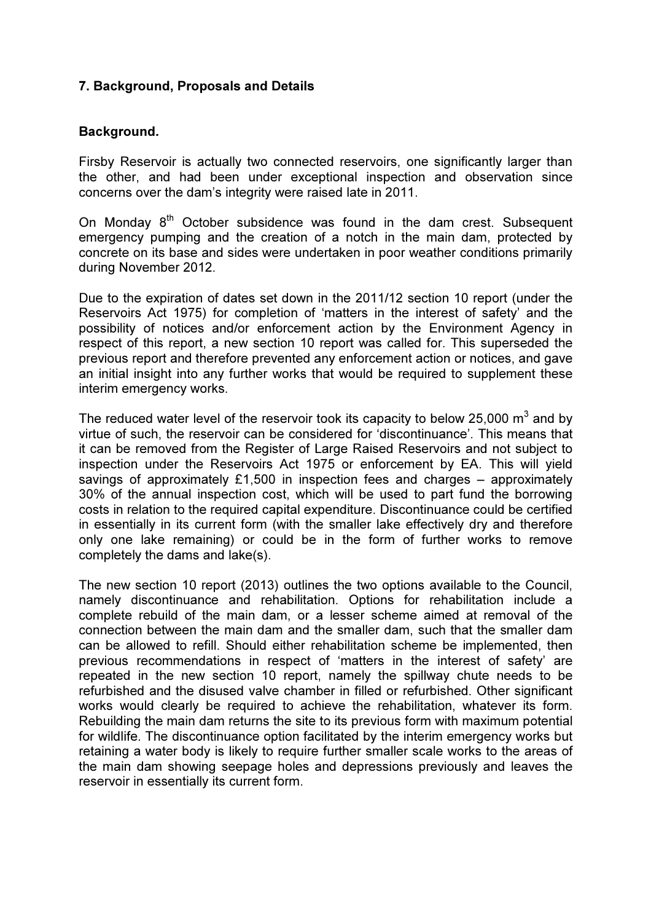## 7. Background, Proposals and Details

### Background.

Firsby Reservoir is actually two connected reservoirs, one significantly larger than the other, and had been under exceptional inspection and observation since concerns over the dam's integrity were raised late in 2011.

On Monday 8th October subsidence was found in the dam crest. Subsequent emergency pumping and the creation of a notch in the main dam, protected by concrete on its base and sides were undertaken in poor weather conditions primarily during November 2012.

Due to the expiration of dates set down in the 2011/12 section 10 report (under the Reservoirs Act 1975) for completion of 'matters in the interest of safety' and the possibility of notices and/or enforcement action by the Environment Agency in respect of this report, a new section 10 report was called for. This superseded the previous report and therefore prevented any enforcement action or notices, and gave an initial insight into any further works that would be required to supplement these interim emergency works.

The reduced water level of the reservoir took its capacity to below 25,000 $m^3$ and by virtue of such, the reservoir can be considered for 'discontinuance'. This means that it can be removed from the Register of Large Raised Reservoirs and not subject to inspection under the Reservoirs Act 1975 or enforcement by EA. This will yield savings of approximately £1,500 in inspection fees and charges – approximately 30% of the annual inspection cost, which will be used to part fund the borrowing costs in relation to the required capital expenditure. Discontinuance could be certified in essentially in its current form (with the smaller lake effectively dry and therefore only one lake remaining) or could be in the form of further works to remove completely the dams and lake(s).

The new section 10 report (2013) outlines the two options available to the Council, namely discontinuance and rehabilitation. Options for rehabilitation include a complete rebuild of the main dam, or a lesser scheme aimed at removal of the connection between the main dam and the smaller dam, such that the smaller dam can be allowed to refill. Should either rehabilitation scheme be implemented, then previous recommendations in respect of 'matters in the interest of safety' are repeated in the new section 10 report, namely the spillway chute needs to be refurbished and the disused valve chamber in filled or refurbished. Other significant works would clearly be required to achieve the rehabilitation, whatever its form. Rebuilding the main dam returns the site to its previous form with maximum potential for wildlife. The discontinuance option facilitated by the interim emergency works but retaining a water body is likely to require further smaller scale works to the areas of the main dam showing seepage holes and depressions previously and leaves the reservoir in essentially its current form.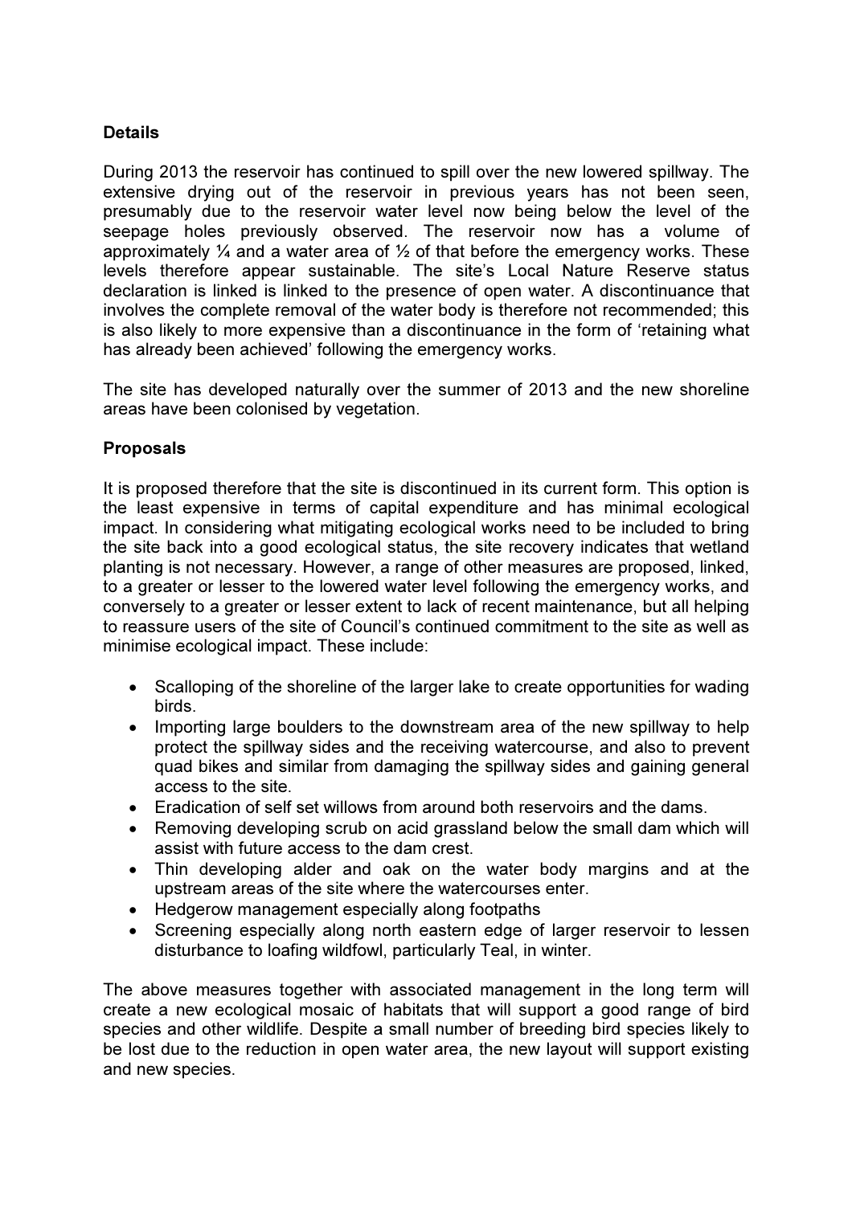**Details**

During 2013 the reservoir has continued to spill over the new lowered spillway. The extensive drying out of the reservoir in previous years has not been seen, presumably due to the reservoir water level now being below the level of the seepage holes previously observed. The reservoir now has a volume of approximately ¼ and a water area of ½ of that before the emergency works. These levels therefore appear sustainable. The site's Local Nature Reserve status declaration is linked is linked to the presence of open water. A discontinuance that involves the complete removal of the water body is therefore not recommended; this is also likely to more expensive than a discontinuance in the form of 'retaining what has already been achieved' following the emergency works.

The site has developed naturally over the summer of 2013 and the new shoreline areas have been colonised by vegetation.

**Proposals**

It is proposed therefore that the site is discontinued in its current form. This option is the least expensive in terms of capital expenditure and has minimal ecological impact. In considering what mitigating ecological works need to be included to bring the site back into a good ecological status, the site recovery indicates that wetland planting is not necessary. However, a range of other measures are proposed, linked, to a greater or lesser to the lowered water level following the emergency works, and conversely to a greater or lesser extent to lack of recent maintenance, but all helping to reassure users of the site of Council's continued commitment to the site as well as minimise ecological impact. These include:

- Scalloping of the shoreline of the larger lake to create opportunities for wading birds.
- Importing large boulders to the downstream area of the new spillway to help protect the spillway sides and the receiving watercourse, and also to prevent quad bikes and similar from damaging the spillway sides and gaining general access to the site.
- Eradication of self set willows from around both reservoirs and the dams.
- Removing developing scrub on acid grassland below the small dam which will assist with future access to the dam crest.
- Thin developing alder and oak on the water body margins and at the upstream areas of the site where the watercourses enter.
- Hedgerow management especially along footpaths
- Screening especially along north eastern edge of larger reservoir to lessen disturbance to loafing wildfowl, particularly Teal, in winter.

The above measures together with associated management in the long term will create a new ecological mosaic of habitats that will support a good range of bird species and other wildlife. Despite a small number of breeding bird species likely to be lost due to the reduction in open water area, the new layout will support existing and new species.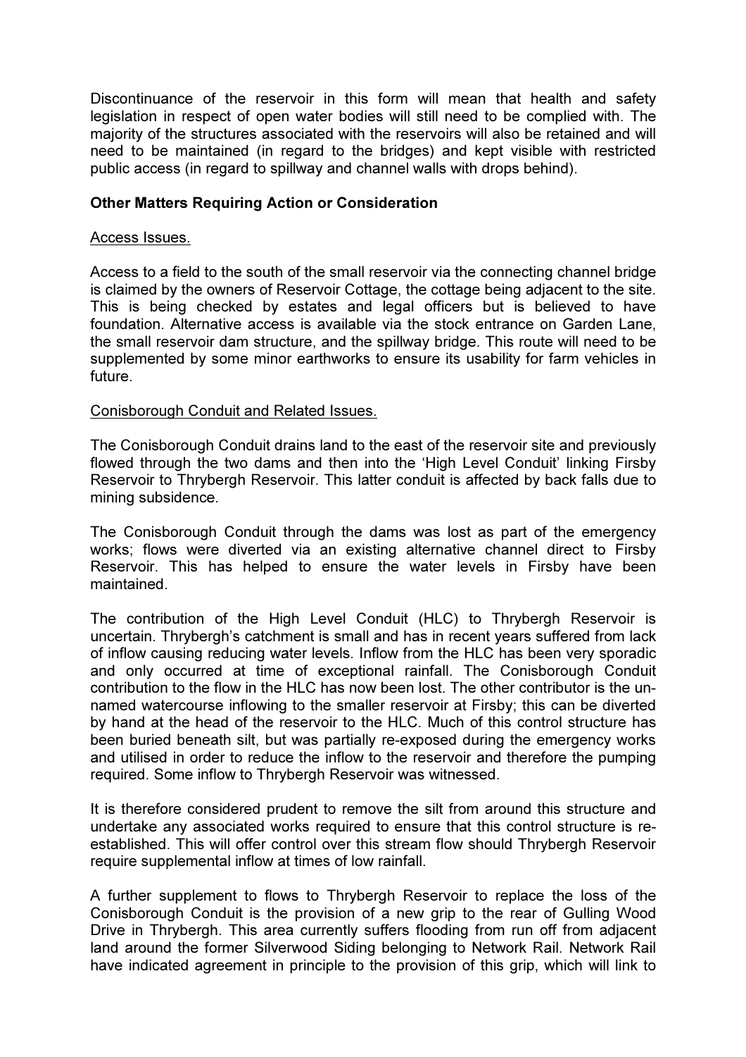Discontinuance of the reservoir in this form will mean that health and safety legislation in respect of open water bodies will still need to be complied with. The majority of the structures associated with the reservoirs will also be retained and will need to be maintained (in regard to the bridges) and kept visible with restricted public access (in regard to spillway and channel walls with drops behind).

**Other Matters Requiring Action or Consideration**

<u>Access Issues.</u>

Access to a field to the south of the small reservoir via the connecting channel bridge is claimed by the owners of Reservoir Cottage, the cottage being adjacent to the site. This is being checked by estates and legal officers but is believed to have foundation. Alternative access is available via the stock entrance on Garden Lane, the small reservoir dam structure, and the spillway bridge. This route will need to be supplemented by some minor earthworks to ensure its usability for farm vehicles in future.

<u>Conisborough Conduit and Related Issues.</u>

The Conisborough Conduit drains land to the east of the reservoir site and previously flowed through the two dams and then into the 'High Level Conduit' linking Firsby Reservoir to Thrybergh Reservoir. This latter conduit is affected by back falls due to mining subsidence.

The Conisborough Conduit through the dams was lost as part of the emergency works; flows were diverted via an existing alternative channel direct to Firsby Reservoir. This has helped to ensure the water levels in Firsby have been maintained.

The contribution of the High Level Conduit (HLC) to Thrybergh Reservoir is uncertain. Thrybergh's catchment is small and has in recent years suffered from lack of inflow causing reducing water levels. Inflow from the HLC has been very sporadic and only occurred at time of exceptional rainfall. The Conisborough Conduit contribution to the flow in the HLC has now been lost. The other contributor is the un-named watercourse inflowing to the smaller reservoir at Firsby; this can be diverted by hand at the head of the reservoir to the HLC. Much of this control structure has been buried beneath silt, but was partially re-exposed during the emergency works and utilised in order to reduce the inflow to the reservoir and therefore the pumping required. Some inflow to Thrybergh Reservoir was witnessed.

It is therefore considered prudent to remove the silt from around this structure and undertake any associated works required to ensure that this control structure is re-established. This will offer control over this stream flow should Thrybergh Reservoir require supplemental inflow at times of low rainfall.

A further supplement to flows to Thrybergh Reservoir to replace the loss of the Conisborough Conduit is the provision of a new grip to the rear of Gulling Wood Drive in Thrybergh. This area currently suffers flooding from run off from adjacent land around the former Silverwood Siding belonging to Network Rail. Network Rail have indicated agreement in principle to the provision of this grip, which will link to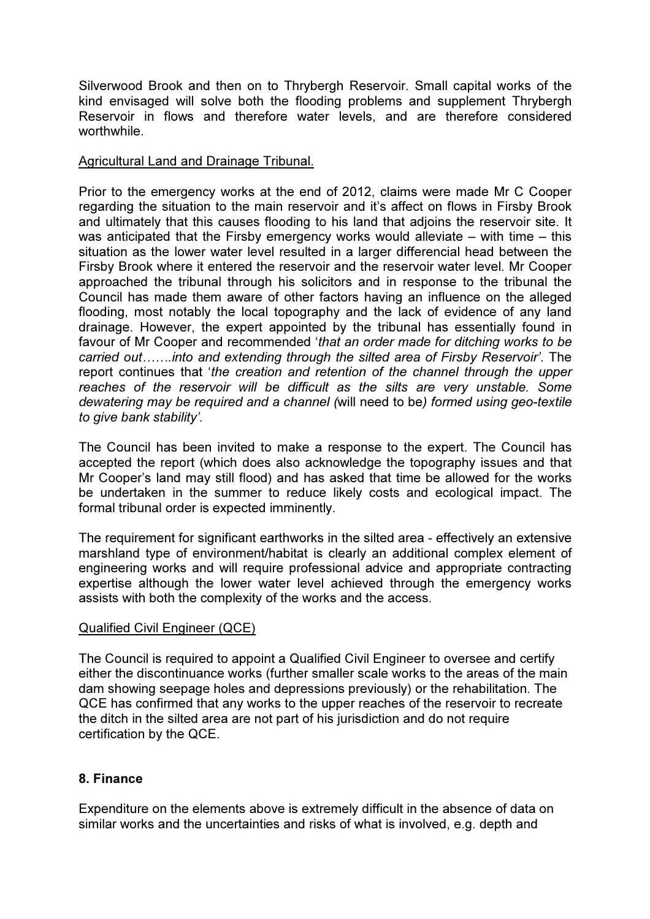Silverwood Brook and then on to Thrybergh Reservoir. Small capital works of the kind envisaged will solve both the flooding problems and supplement Thrybergh Reservoir in flows and therefore water levels, and are therefore considered worthwhile.

Agricultural Land and Drainage Tribunal.

Prior to the emergency works at the end of 2012, claims were made Mr C Cooper regarding the situation to the main reservoir and it's affect on flows in Firsby Brook and ultimately that this causes flooding to his land that adjoins the reservoir site. It was anticipated that the Firsby emergency works would alleviate – with time – this situation as the lower water level resulted in a larger differencial head between the Firsby Brook where it entered the reservoir and the reservoir water level. Mr Cooper approached the tribunal through his solicitors and in response to the tribunal the Council has made them aware of other factors having an influence on the alleged flooding, most notably the local topography and the lack of evidence of any land drainage. However, the expert appointed by the tribunal has essentially found in favour of Mr Cooper and recommended '*that an order made for ditching works to be carried out…….into and extending through the silted area of Firsby Reservoir*'. The report continues that '*the creation and retention of the channel through the upper reaches of the reservoir will be difficult as the silts are very unstable. Some dewatering may be required and a channel (*will need to be*) formed using geo-textile to give bank stability'*.

The Council has been invited to make a response to the expert. The Council has accepted the report (which does also acknowledge the topography issues and that Mr Cooper's land may still flood) and has asked that time be allowed for the works be undertaken in the summer to reduce likely costs and ecological impact. The formal tribunal order is expected imminently.

The requirement for significant earthworks in the silted area - effectively an extensive marshland type of environment/habitat is clearly an additional complex element of engineering works and will require professional advice and appropriate contracting expertise although the lower water level achieved through the emergency works assists with both the complexity of the works and the access.

Qualified Civil Engineer (QCE)

The Council is required to appoint a Qualified Civil Engineer to oversee and certify either the discontinuance works (further smaller scale works to the areas of the main dam showing seepage holes and depressions previously) or the rehabilitation. The QCE has confirmed that any works to the upper reaches of the reservoir to recreate the ditch in the silted area are not part of his jurisdiction and do not require certification by the QCE.

**8. Finance**

Expenditure on the elements above is extremely difficult in the absence of data on similar works and the uncertainties and risks of what is involved, e.g. depth and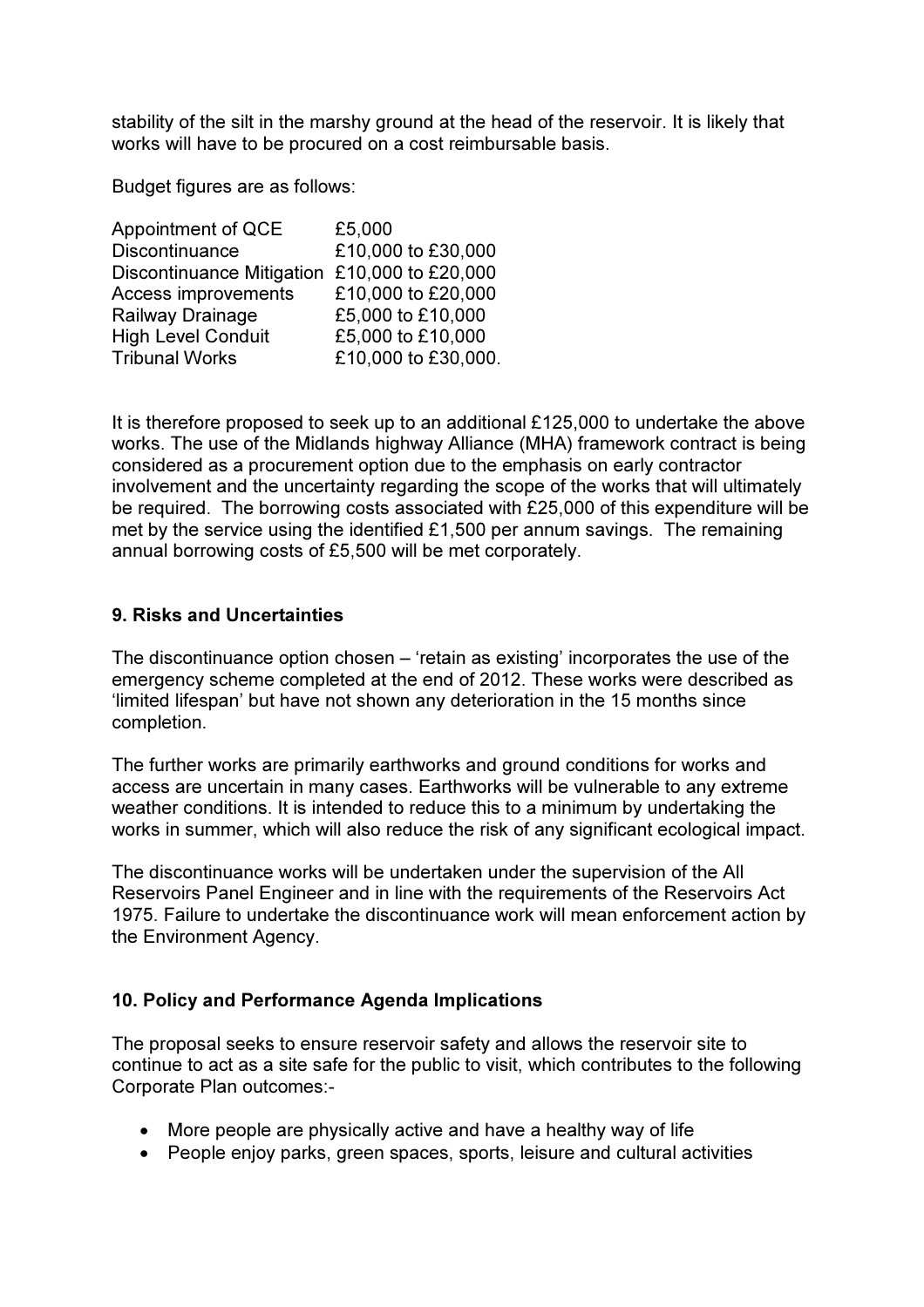stability of the silt in the marshy ground at the head of the reservoir. It is likely that works will have to be procured on a cost reimbursable basis.

Budget figures are as follows:

| | |
|---|---|
| Appointment of QCE | £5,000 |
| Discontinuance | £10,000 to £30,000 |
| Discontinuance Mitigation | £10,000 to £20,000 |
| Access improvements | £10,000 to £20,000 |
| Railway Drainage | £5,000 to £10,000 |
| High Level Conduit | £5,000 to £10,000 |
| Tribunal Works | £10,000 to £30,000. |

It is therefore proposed to seek up to an additional £125,000 to undertake the above works. The use of the Midlands highway Alliance (MHA) framework contract is being considered as a procurement option due to the emphasis on early contractor involvement and the uncertainty regarding the scope of the works that will ultimately be required. The borrowing costs associated with £25,000 of this expenditure will be met by the service using the identified £1,500 per annum savings. The remaining annual borrowing costs of £5,500 will be met corporately.

## 9. Risks and Uncertainties

The discontinuance option chosen – 'retain as existing' incorporates the use of the emergency scheme completed at the end of 2012. These works were described as 'limited lifespan' but have not shown any deterioration in the 15 months since completion.

The further works are primarily earthworks and ground conditions for works and access are uncertain in many cases. Earthworks will be vulnerable to any extreme weather conditions. It is intended to reduce this to a minimum by undertaking the works in summer, which will also reduce the risk of any significant ecological impact.

The discontinuance works will be undertaken under the supervision of the All Reservoirs Panel Engineer and in line with the requirements of the Reservoirs Act 1975. Failure to undertake the discontinuance work will mean enforcement action by the Environment Agency.

## 10. Policy and Performance Agenda Implications

The proposal seeks to ensure reservoir safety and allows the reservoir site to continue to act as a site safe for the public to visit, which contributes to the following Corporate Plan outcomes:-

- More people are physically active and have a healthy way of life
- People enjoy parks, green spaces, sports, leisure and cultural activities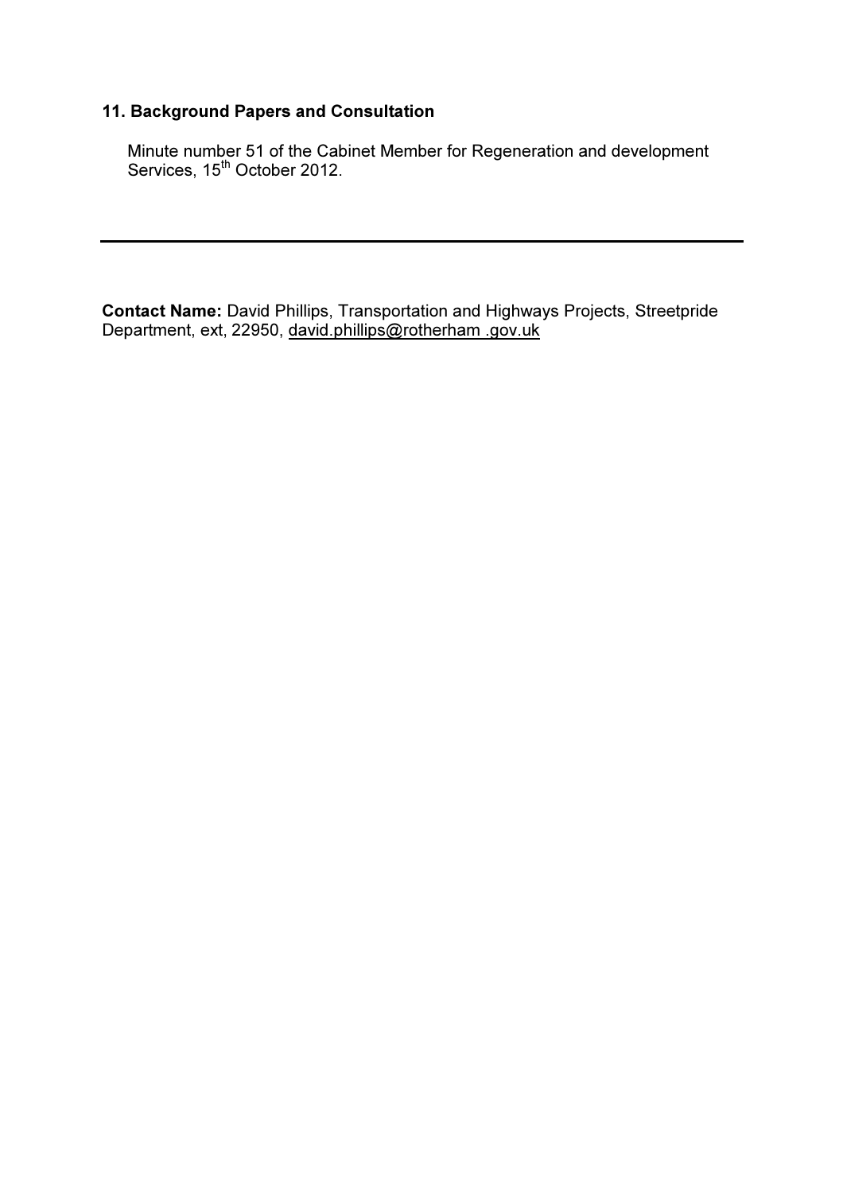## 11. Background Papers and Consultation

Minute number 51 of the Cabinet Member for Regeneration and development Services, 15th October 2012.

---

**Contact Name:** David Phillips, Transportation and Highways Projects, Streetpride Department, ext, 22950, david.phillips@rotherham .gov.uk